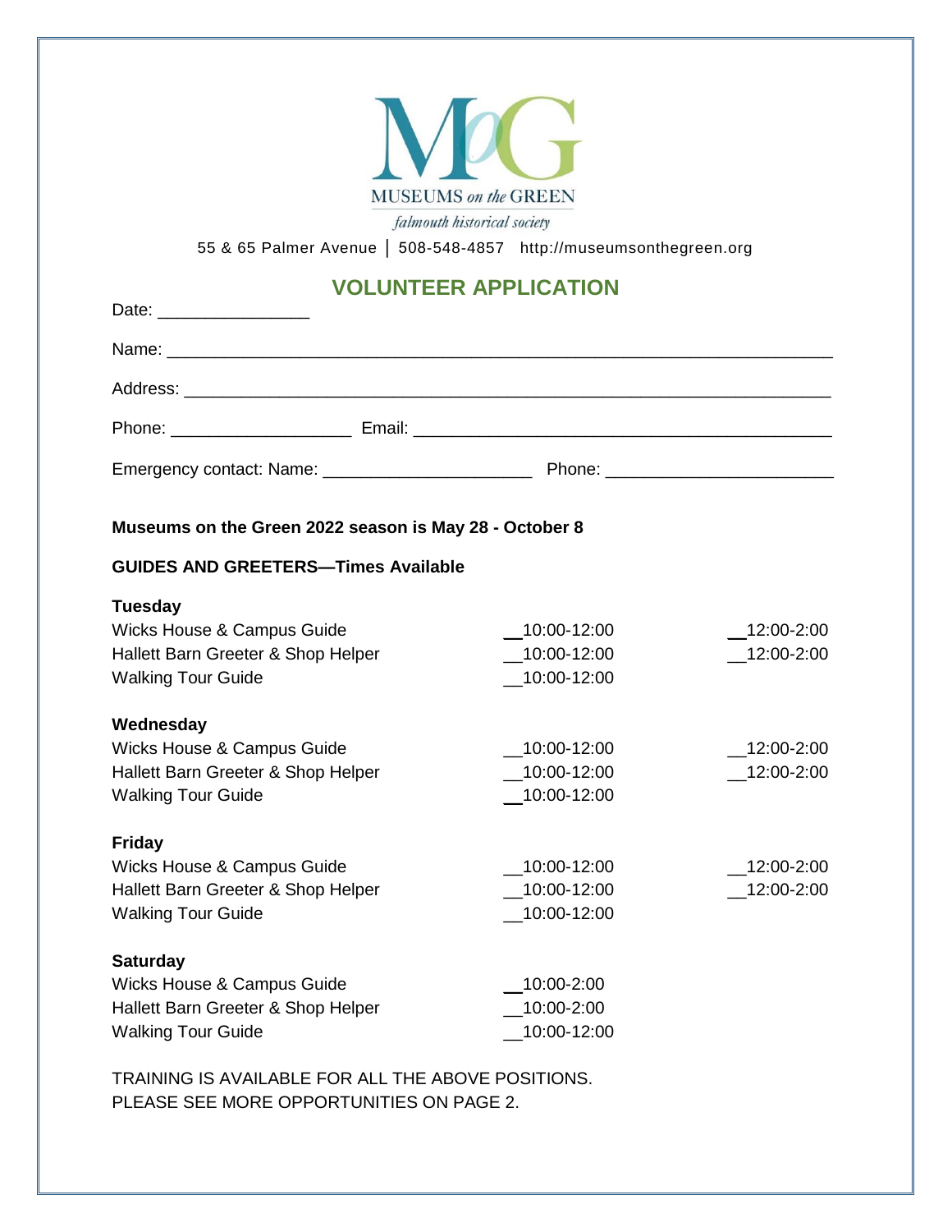MUSEUMS *on the* GREEN

*falmouth historical society*

55 & 65 Palmer Avenue │ 508-548-4857 http://museumsonthegreen.org

## VOLUNTEER APPLICATION

Date: ________________

Name: ______________________________________________________________________

Address: ____________________________________________________________________

Phone: ___________________ Email: ____________________________________________

Emergency contact: Name: _____________________ Phone: _______________________

**Museums on the Green 2022 season is May 28 - October 8**

**GUIDES AND GREETERS—Times Available**

**Tuesday**

| | | |
|---|---|---|
| Wicks House & Campus Guide | __10:00-12:00 | __12:00-2:00 |
| Hallett Barn Greeter & Shop Helper | __10:00-12:00 | __12:00-2:00 |
| Walking Tour Guide | __10:00-12:00 | |

**Wednesday**

| | | |
|---|---|---|
| Wicks House & Campus Guide | __10:00-12:00 | __12:00-2:00 |
| Hallett Barn Greeter & Shop Helper | __10:00-12:00 | __12:00-2:00 |
| Walking Tour Guide | __10:00-12:00 | |

**Friday**

| | | |
|---|---|---|
| Wicks House & Campus Guide | __10:00-12:00 | __12:00-2:00 |
| Hallett Barn Greeter & Shop Helper | __10:00-12:00 | __12:00-2:00 |
| Walking Tour Guide | __10:00-12:00 | |

**Saturday**

| | |
|---|---|
| Wicks House & Campus Guide | __10:00-2:00 |
| Hallett Barn Greeter & Shop Helper | __10:00-2:00 |
| Walking Tour Guide | __10:00-12:00 |

TRAINING IS AVAILABLE FOR ALL THE ABOVE POSITIONS.
PLEASE SEE MORE OPPORTUNITIES ON PAGE 2.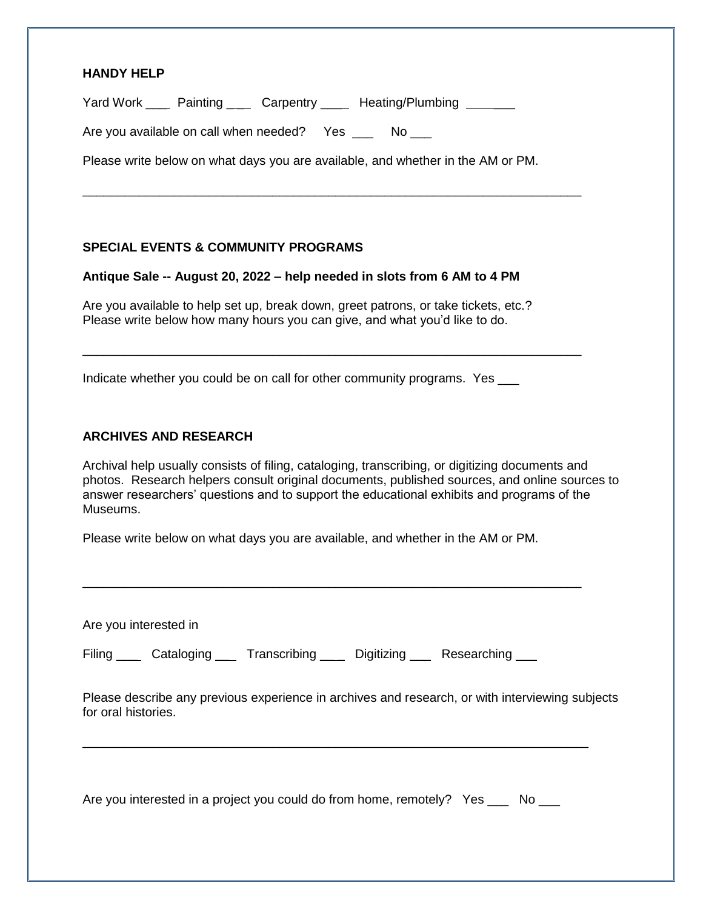**HANDY HELP**

Yard Work ___ Painting ___ Carpentry ____ Heating/Plumbing _______

Are you available on call when needed? Yes ___ No ___

Please write below on what days you are available, and whether in the AM or PM.

_________________________________________________________________________

**SPECIAL EVENTS & COMMUNITY PROGRAMS**

**Antique Sale -- August 20, 2022 – help needed in slots from 6 AM to 4 PM**

Are you available to help set up, break down, greet patrons, or take tickets, etc.?
Please write below how many hours you can give, and what you'd like to do.

_________________________________________________________________________

Indicate whether you could be on call for other community programs. Yes ___

**ARCHIVES AND RESEARCH**

Archival help usually consists of filing, cataloging, transcribing, or digitizing documents and photos. Research helpers consult original documents, published sources, and online sources to answer researchers' questions and to support the educational exhibits and programs of the Museums.

Please write below on what days you are available, and whether in the AM or PM.

_________________________________________________________________________

Are you interested in

Filing ___ Cataloging ___ Transcribing ___ Digitizing ___ Researching ___

Please describe any previous experience in archives and research, or with interviewing subjects for oral histories.

_________________________________________________________________________

Are you interested in a project you could do from home, remotely? Yes ___ No ___